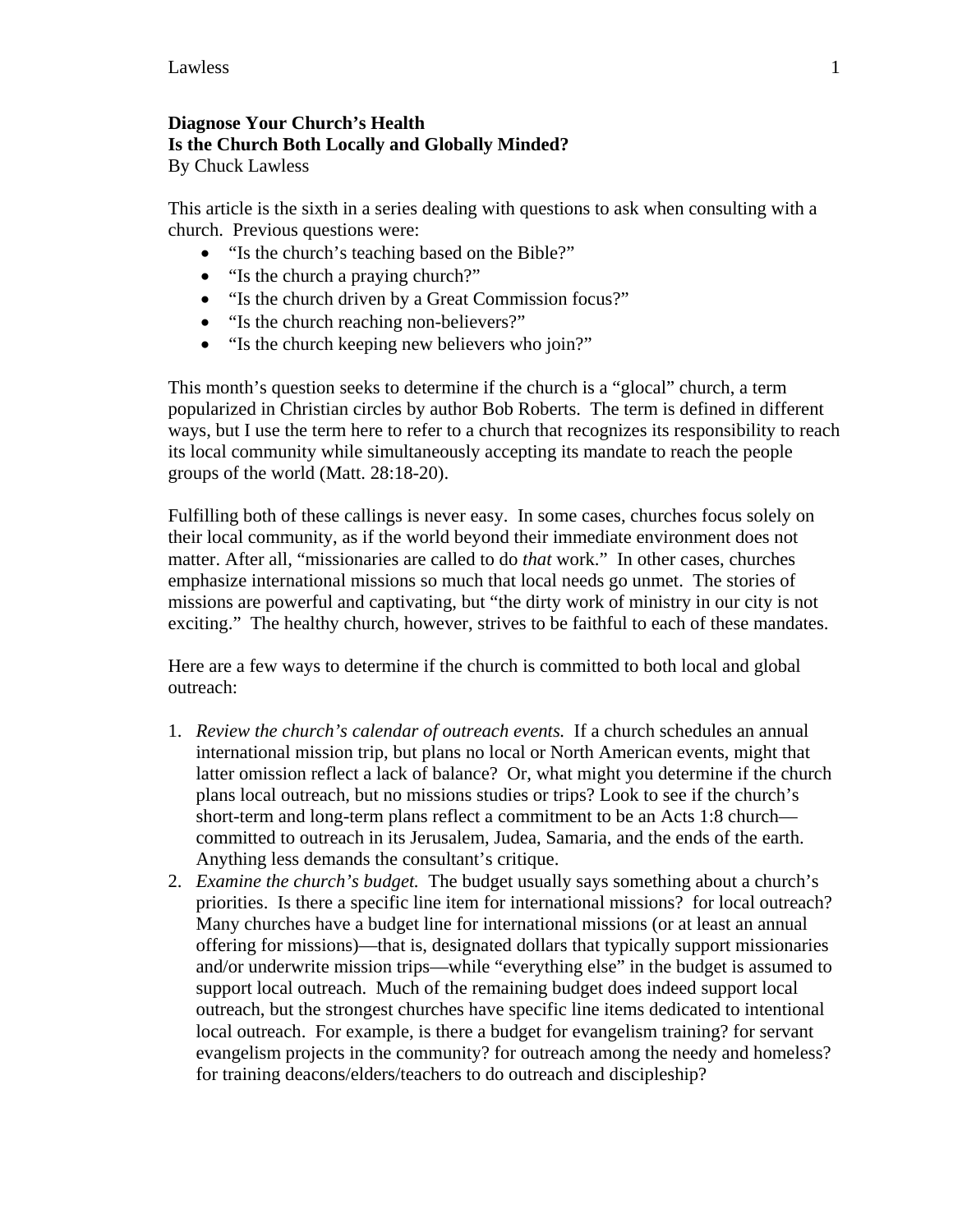**Diagnose Your Church's Health**
**Is the Church Both Locally and Globally Minded?**
By Chuck Lawless

This article is the sixth in a series dealing with questions to ask when consulting with a church. Previous questions were:

- "Is the church's teaching based on the Bible?"
- "Is the church a praying church?"
- "Is the church driven by a Great Commission focus?"
- "Is the church reaching non-believers?"
- "Is the church keeping new believers who join?"

This month's question seeks to determine if the church is a "glocal" church, a term popularized in Christian circles by author Bob Roberts. The term is defined in different ways, but I use the term here to refer to a church that recognizes its responsibility to reach its local community while simultaneously accepting its mandate to reach the people groups of the world (Matt. 28:18-20).

Fulfilling both of these callings is never easy. In some cases, churches focus solely on their local community, as if the world beyond their immediate environment does not matter. After all, "missionaries are called to do *that* work." In other cases, churches emphasize international missions so much that local needs go unmet. The stories of missions are powerful and captivating, but "the dirty work of ministry in our city is not exciting." The healthy church, however, strives to be faithful to each of these mandates.

Here are a few ways to determine if the church is committed to both local and global outreach:

1. *Review the church's calendar of outreach events.* If a church schedules an annual international mission trip, but plans no local or North American events, might that latter omission reflect a lack of balance? Or, what might you determine if the church plans local outreach, but no missions studies or trips? Look to see if the church's short-term and long-term plans reflect a commitment to be an Acts 1:8 church—committed to outreach in its Jerusalem, Judea, Samaria, and the ends of the earth. Anything less demands the consultant's critique.
2. *Examine the church's budget.* The budget usually says something about a church's priorities. Is there a specific line item for international missions? for local outreach? Many churches have a budget line for international missions (or at least an annual offering for missions)—that is, designated dollars that typically support missionaries and/or underwrite mission trips—while "everything else" in the budget is assumed to support local outreach. Much of the remaining budget does indeed support local outreach, but the strongest churches have specific line items dedicated to intentional local outreach. For example, is there a budget for evangelism training? for servant evangelism projects in the community? for outreach among the needy and homeless? for training deacons/elders/teachers to do outreach and discipleship?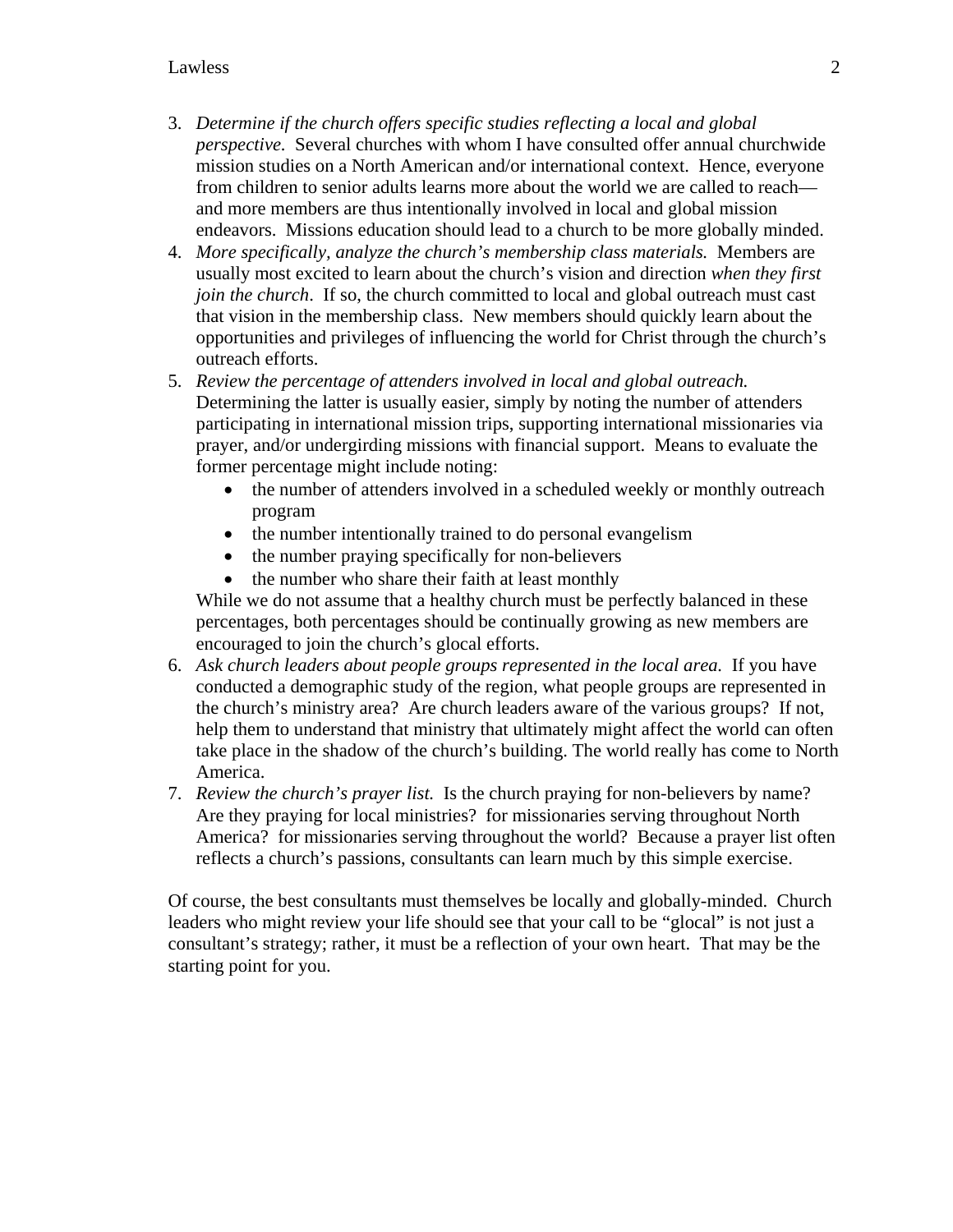3. *Determine if the church offers specific studies reflecting a local and global perspective.* Several churches with whom I have consulted offer annual churchwide mission studies on a North American and/or international context. Hence, everyone from children to senior adults learns more about the world we are called to reach—and more members are thus intentionally involved in local and global mission endeavors. Missions education should lead to a church to be more globally minded.
4. *More specifically, analyze the church's membership class materials.* Members are usually most excited to learn about the church's vision and direction *when they first join the church*. If so, the church committed to local and global outreach must cast that vision in the membership class. New members should quickly learn about the opportunities and privileges of influencing the world for Christ through the church's outreach efforts.
5. *Review the percentage of attenders involved in local and global outreach.* Determining the latter is usually easier, simply by noting the number of attenders participating in international mission trips, supporting international missionaries via prayer, and/or undergirding missions with financial support. Means to evaluate the former percentage might include noting:
   - the number of attenders involved in a scheduled weekly or monthly outreach program
   - the number intentionally trained to do personal evangelism
   - the number praying specifically for non-believers
   - the number who share their faith at least monthly

   While we do not assume that a healthy church must be perfectly balanced in these percentages, both percentages should be continually growing as new members are encouraged to join the church's glocal efforts.
6. *Ask church leaders about people groups represented in the local area.* If you have conducted a demographic study of the region, what people groups are represented in the church's ministry area? Are church leaders aware of the various groups? If not, help them to understand that ministry that ultimately might affect the world can often take place in the shadow of the church's building. The world really has come to North America.
7. *Review the church's prayer list.* Is the church praying for non-believers by name? Are they praying for local ministries? for missionaries serving throughout North America? for missionaries serving throughout the world? Because a prayer list often reflects a church's passions, consultants can learn much by this simple exercise.

Of course, the best consultants must themselves be locally and globally-minded. Church leaders who might review your life should see that your call to be "glocal" is not just a consultant's strategy; rather, it must be a reflection of your own heart. That may be the starting point for you.